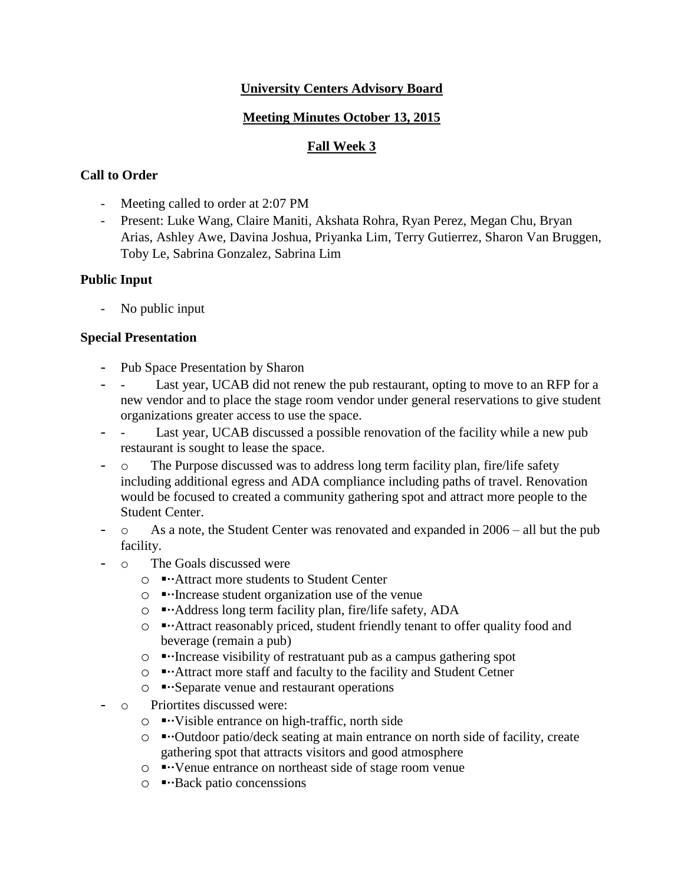**University Centers Advisory Board**

**Meeting Minutes October 13, 2015**

**Fall Week 3**

**Call to Order**

- Meeting called to order at 2:07 PM
- Present: Luke Wang, Claire Maniti, Akshata Rohra, Ryan Perez, Megan Chu, Bryan Arias, Ashley Awe, Davina Joshua, Priyanka Lim, Terry Gutierrez, Sharon Van Bruggen, Toby Le, Sabrina Gonzalez, Sabrina Lim

**Public Input**

- No public input

**Special Presentation**

- Pub Space Presentation by Sharon
- Last year, UCAB did not renew the pub restaurant, opting to move to an RFP for a new vendor and to place the stage room vendor under general reservations to give student organizations greater access to use the space.
- Last year, UCAB discussed a possible renovation of the facility while a new pub restaurant is sought to lease the space.
  - The Purpose discussed was to address long term facility plan, fire/life safety including additional egress and ADA compliance including paths of travel. Renovation would be focused to created a community gathering spot and attract more people to the Student Center.
  - As a note, the Student Center was renovated and expanded in 2006 – all but the pub facility.
  - The Goals discussed were
    - Attract more students to Student Center
    - Increase student organization use of the venue
    - Address long term facility plan, fire/life safety, ADA
    - Attract reasonably priced, student friendly tenant to offer quality food and beverage (remain a pub)
    - Increase visibility of restratuant pub as a campus gathering spot
    - Attract more staff and faculty to the facility and Student Cetner
    - Separate venue and restaurant operations
  - Priortites discussed were:
    - Visible entrance on high-traffic, north side
    - Outdoor patio/deck seating at main entrance on north side of facility, create gathering spot that attracts visitors and good atmosphere
    - Venue entrance on northeast side of stage room venue
    - Back patio concenssions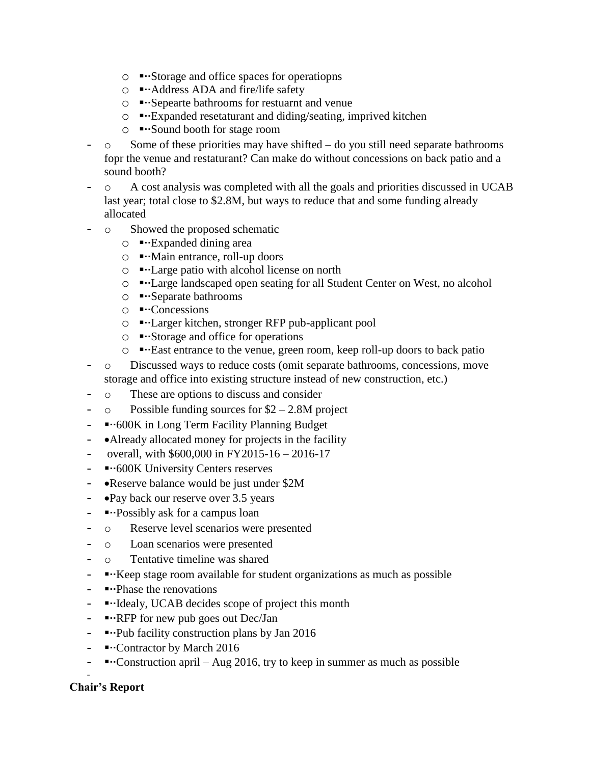- Storage and office spaces for operatiopns
- Address ADA and fire/life safety
- Sepearte bathrooms for restuarnt and venue
- Expanded resetaturant and diding/seating, imprived kitchen
- Sound booth for stage room

- Some of these priorities may have shifted – do you still need separate bathrooms fopr the venue and restaturant? Can make do without concessions on back patio and a sound booth?
- A cost analysis was completed with all the goals and priorities discussed in UCAB last year; total close to \$2.8M, but ways to reduce that and some funding already allocated
- Showed the proposed schematic
  - Expanded dining area
  - Main entrance, roll-up doors
  - Large patio with alcohol license on north
  - Large landscaped open seating for all Student Center on West, no alcohol
  - Separate bathrooms
  - Concessions
  - Larger kitchen, stronger RFP pub-applicant pool
  - Storage and office for operations
  - East entrance to the venue, green room, keep roll-up doors to back patio
- Discussed ways to reduce costs (omit separate bathrooms, concessions, move storage and office into existing structure instead of new construction, etc.)
- These are options to discuss and consider
- Possible funding sources for \$2 – 2.8M project
- 600K in Long Term Facility Planning Budget
- Already allocated money for projects in the facility
- overall, with \$600,000 in FY2015-16 – 2016-17
- 600K University Centers reserves
- Reserve balance would be just under \$2M
- Pay back our reserve over 3.5 years
- Possibly ask for a campus loan
- Reserve level scenarios were presented
- Loan scenarios were presented
- Tentative timeline was shared
- Keep stage room available for student organizations as much as possible
- Phase the renovations
- Idealy, UCAB decides scope of project this month
- RFP for new pub goes out Dec/Jan
- Pub facility construction plans by Jan 2016
- Contractor by March 2016
- Construction april – Aug 2016, try to keep in summer as much as possible

**Chair's Report**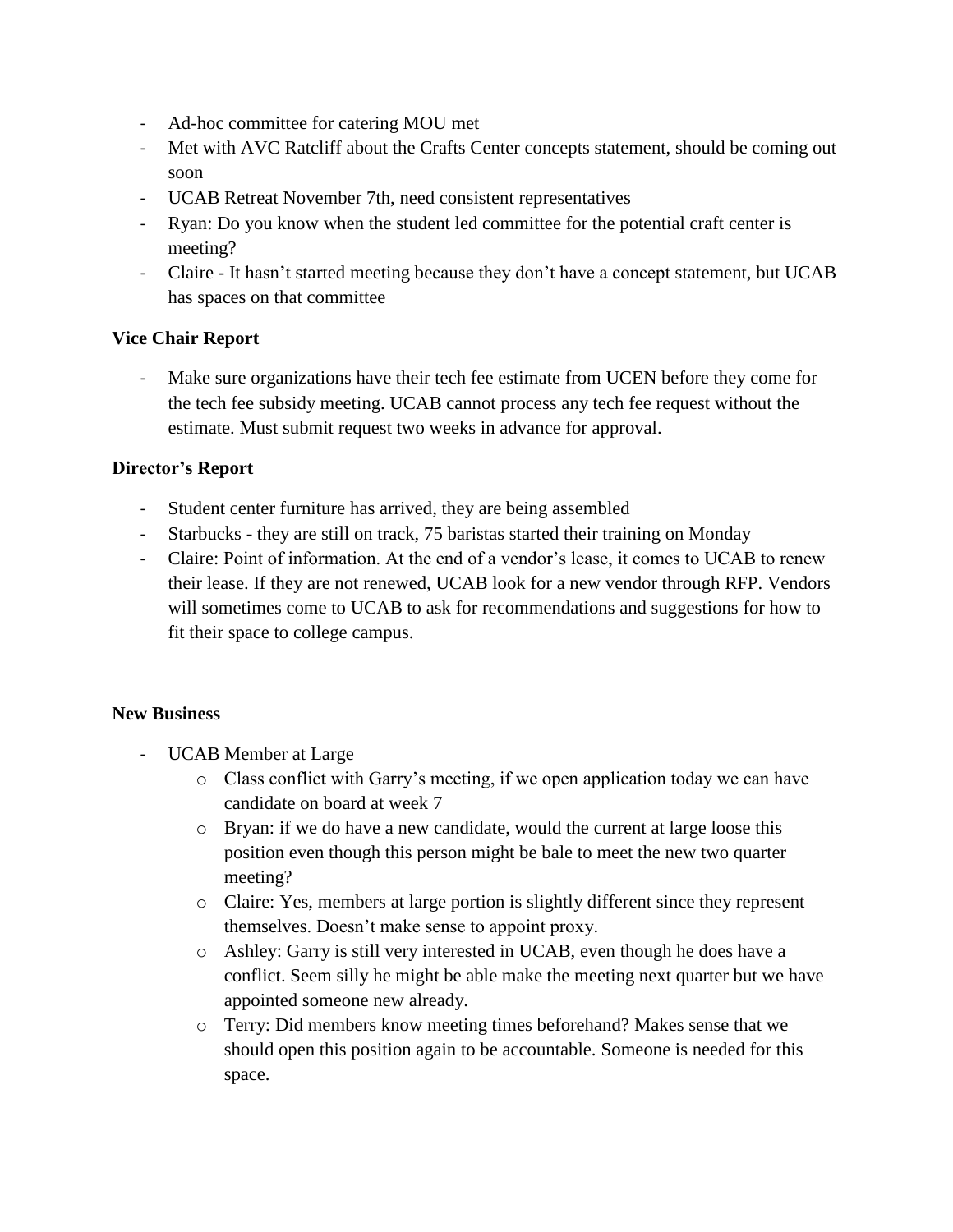- Ad-hoc committee for catering MOU met
- Met with AVC Ratcliff about the Crafts Center concepts statement, should be coming out soon
- UCAB Retreat November 7th, need consistent representatives
- Ryan: Do you know when the student led committee for the potential craft center is meeting?
- Claire - It hasn't started meeting because they don't have a concept statement, but UCAB has spaces on that committee

**Vice Chair Report**

- Make sure organizations have their tech fee estimate from UCEN before they come for the tech fee subsidy meeting. UCAB cannot process any tech fee request without the estimate. Must submit request two weeks in advance for approval.

**Director's Report**

- Student center furniture has arrived, they are being assembled
- Starbucks - they are still on track, 75 baristas started their training on Monday
- Claire: Point of information. At the end of a vendor's lease, it comes to UCAB to renew their lease. If they are not renewed, UCAB look for a new vendor through RFP. Vendors will sometimes come to UCAB to ask for recommendations and suggestions for how to fit their space to college campus.

**New Business**

- UCAB Member at Large
  - Class conflict with Garry's meeting, if we open application today we can have candidate on board at week 7
  - Bryan: if we do have a new candidate, would the current at large loose this position even though this person might be bale to meet the new two quarter meeting?
  - Claire: Yes, members at large portion is slightly different since they represent themselves. Doesn't make sense to appoint proxy.
  - Ashley: Garry is still very interested in UCAB, even though he does have a conflict. Seem silly he might be able make the meeting next quarter but we have appointed someone new already.
  - Terry: Did members know meeting times beforehand? Makes sense that we should open this position again to be accountable. Someone is needed for this space.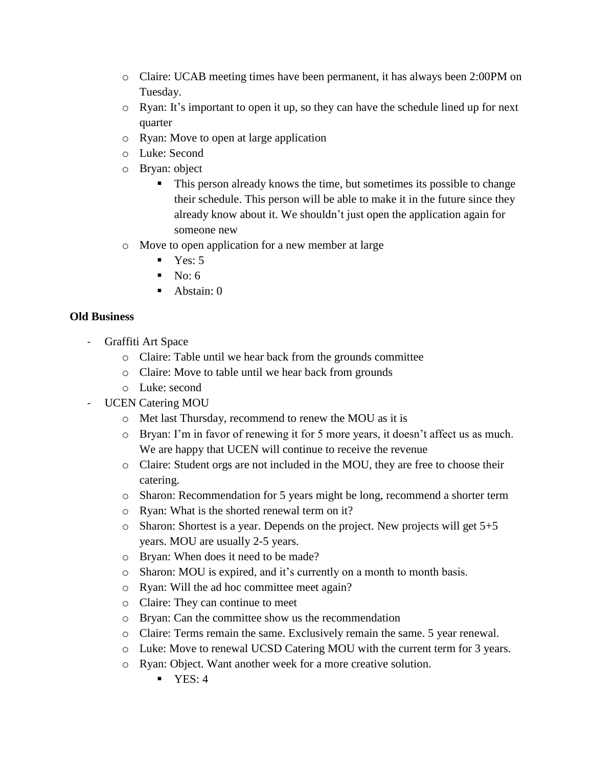- Claire: UCAB meeting times have been permanent, it has always been 2:00PM on Tuesday.
- Ryan: It's important to open it up, so they can have the schedule lined up for next quarter
- Ryan: Move to open at large application
- Luke: Second
- Bryan: object
  - This person already knows the time, but sometimes its possible to change their schedule. This person will be able to make it in the future since they already know about it. We shouldn't just open the application again for someone new
- Move to open application for a new member at large
  - Yes: 5
  - No: 6
  - Abstain: 0

**Old Business**

- Graffiti Art Space
  - Claire: Table until we hear back from the grounds committee
  - Claire: Move to table until we hear back from grounds
  - Luke: second
- UCEN Catering MOU
  - Met last Thursday, recommend to renew the MOU as it is
  - Bryan: I'm in favor of renewing it for 5 more years, it doesn't affect us as much. We are happy that UCEN will continue to receive the revenue
  - Claire: Student orgs are not included in the MOU, they are free to choose their catering.
  - Sharon: Recommendation for 5 years might be long, recommend a shorter term
  - Ryan: What is the shorted renewal term on it?
  - Sharon: Shortest is a year. Depends on the project. New projects will get 5+5 years. MOU are usually 2-5 years.
  - Bryan: When does it need to be made?
  - Sharon: MOU is expired, and it's currently on a month to month basis.
  - Ryan: Will the ad hoc committee meet again?
  - Claire: They can continue to meet
  - Bryan: Can the committee show us the recommendation
  - Claire: Terms remain the same. Exclusively remain the same. 5 year renewal.
  - Luke: Move to renewal UCSD Catering MOU with the current term for 3 years.
  - Ryan: Object. Want another week for a more creative solution.
    - YES: 4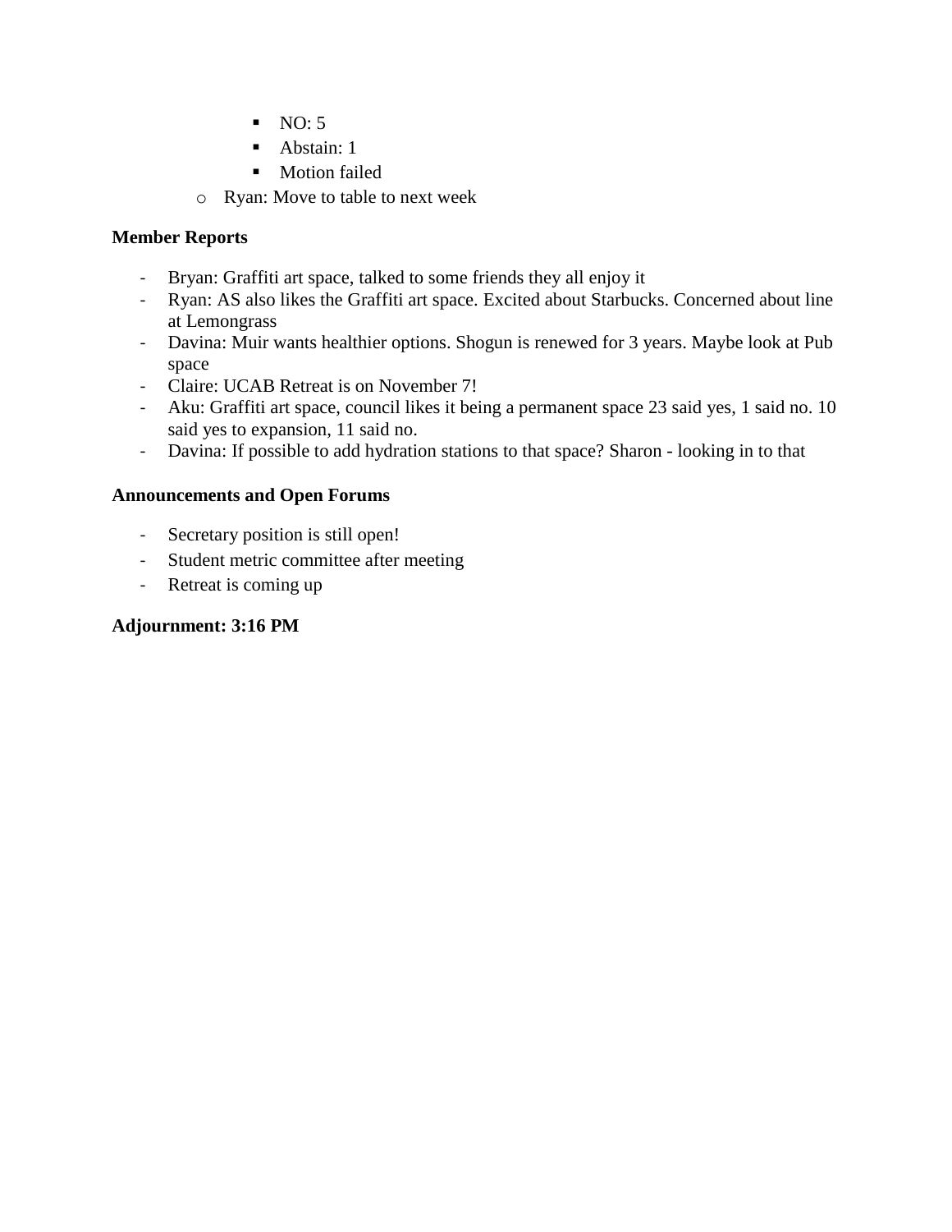- NO: 5
      - Abstain: 1
      - Motion failed
  - Ryan: Move to table to next week

**Member Reports**

- Bryan: Graffiti art space, talked to some friends they all enjoy it
- Ryan: AS also likes the Graffiti art space. Excited about Starbucks. Concerned about line at Lemongrass
- Davina: Muir wants healthier options. Shogun is renewed for 3 years. Maybe look at Pub space
- Claire: UCAB Retreat is on November 7!
- Aku: Graffiti art space, council likes it being a permanent space 23 said yes, 1 said no. 10 said yes to expansion, 11 said no.
- Davina: If possible to add hydration stations to that space? Sharon - looking in to that

**Announcements and Open Forums**

- Secretary position is still open!
- Student metric committee after meeting
- Retreat is coming up

**Adjournment: 3:16 PM**